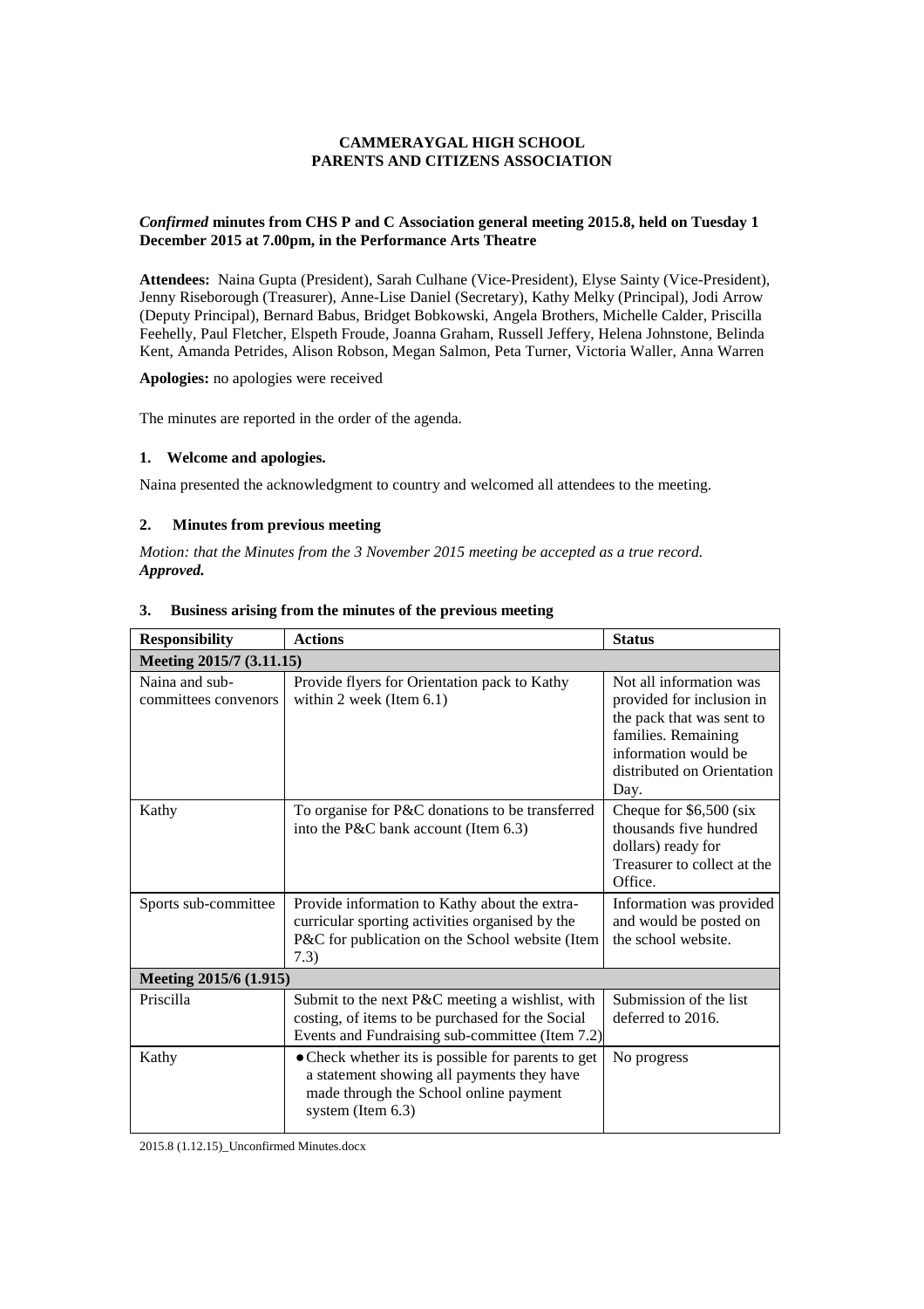**CAMMERAYGAL HIGH SCHOOL**
**PARENTS AND CITIZENS ASSOCIATION**

***Confirmed* minutes from CHS P and C Association general meeting 2015.8, held on Tuesday 1 December 2015 at 7.00pm, in the Performance Arts Theatre**

**Attendees:** Naina Gupta (President), Sarah Culhane (Vice-President), Elyse Sainty (Vice-President), Jenny Riseborough (Treasurer), Anne-Lise Daniel (Secretary), Kathy Melky (Principal), Jodi Arrow (Deputy Principal), Bernard Babus, Bridget Bobkowski, Angela Brothers, Michelle Calder, Priscilla Feehelly, Paul Fletcher, Elspeth Froude, Joanna Graham, Russell Jeffery, Helena Johnstone, Belinda Kent, Amanda Petrides, Alison Robson, Megan Salmon, Peta Turner, Victoria Waller, Anna Warren

**Apologies:** no apologies were received

The minutes are reported in the order of the agenda.

## 1. Welcome and apologies.

Naina presented the acknowledgment to country and welcomed all attendees to the meeting.

## 2. Minutes from previous meeting

*Motion: that the Minutes from the 3 November 2015 meeting be accepted as a true record.*
***Approved.***

## 3. Business arising from the minutes of the previous meeting

| Responsibility | Actions | Status |
|---|---|---|
| **Meeting 2015/7 (3.11.15)** | | |
| Naina and sub-committees convenors | Provide flyers for Orientation pack to Kathy within 2 week (Item 6.1) | Not all information was provided for inclusion in the pack that was sent to families. Remaining information would be distributed on Orientation Day. |
| Kathy | To organise for P&C donations to be transferred into the P&C bank account (Item 6.3) | Cheque for $6,500 (six thousands five hundred dollars) ready for Treasurer to collect at the Office. |
| Sports sub-committee | Provide information to Kathy about the extra-curricular sporting activities organised by the P&C for publication on the School website (Item 7.3) | Information was provided and would be posted on the school website. |
| **Meeting 2015/6 (1.915)** | | |
| Priscilla | Submit to the next P&C meeting a wishlist, with costing, of items to be purchased for the Social Events and Fundraising sub-committee (Item 7.2) | Submission of the list deferred to 2016. |
| Kathy | • Check whether its is possible for parents to get a statement showing all payments they have made through the School online payment system (Item 6.3) | No progress |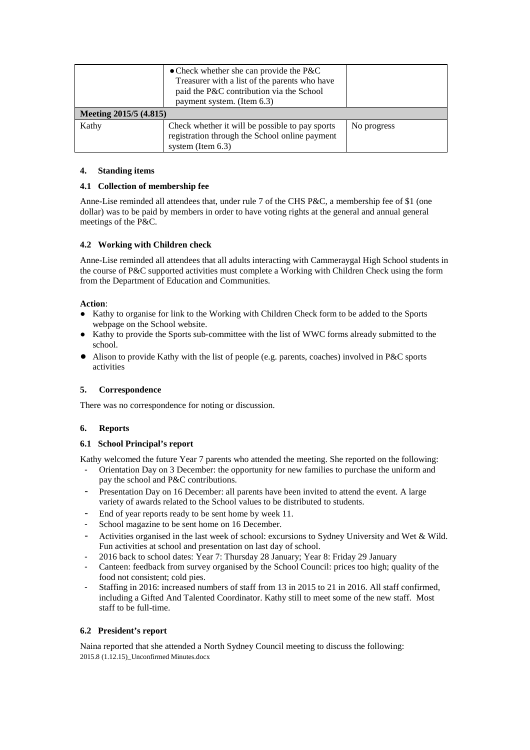| | • Check whether she can provide the P&C Treasurer with a list of the parents who have paid the P&C contribution via the School payment system. (Item 6.3) | |
|---|---|---|
| **Meeting 2015/5 (4.815)** | | |
| Kathy | Check whether it will be possible to pay sports registration through the School online payment system (Item 6.3) | No progress |

### 4. Standing items

#### 4.1 Collection of membership fee

Anne-Lise reminded all attendees that, under rule 7 of the CHS P&C, a membership fee of $1 (one dollar) was to be paid by members in order to have voting rights at the general and annual general meetings of the P&C.

#### 4.2 Working with Children check

Anne-Lise reminded all attendees that all adults interacting with Cammeraygal High School students in the course of P&C supported activities must complete a Working with Children Check using the form from the Department of Education and Communities.

**Action**:
- Kathy to organise for link to the Working with Children Check form to be added to the Sports webpage on the School website.
- Kathy to provide the Sports sub-committee with the list of WWC forms already submitted to the school.
- Alison to provide Kathy with the list of people (e.g. parents, coaches) involved in P&C sports activities

### 5. Correspondence

There was no correspondence for noting or discussion.

### 6. Reports

#### 6.1 School Principal's report

Kathy welcomed the future Year 7 parents who attended the meeting. She reported on the following:
- Orientation Day on 3 December: the opportunity for new families to purchase the uniform and pay the school and P&C contributions.
- Presentation Day on 16 December: all parents have been invited to attend the event. A large variety of awards related to the School values to be distributed to students.
- End of year reports ready to be sent home by week 11.
- School magazine to be sent home on 16 December.
- Activities organised in the last week of school: excursions to Sydney University and Wet & Wild. Fun activities at school and presentation on last day of school.
- 2016 back to school dates: Year 7: Thursday 28 January; Year 8: Friday 29 January
- Canteen: feedback from survey organised by the School Council: prices too high; quality of the food not consistent; cold pies.
- Staffing in 2016: increased numbers of staff from 13 in 2015 to 21 in 2016. All staff confirmed, including a Gifted And Talented Coordinator. Kathy still to meet some of the new staff. Most staff to be full-time.

#### 6.2 President's report

Naina reported that she attended a North Sydney Council meeting to discuss the following: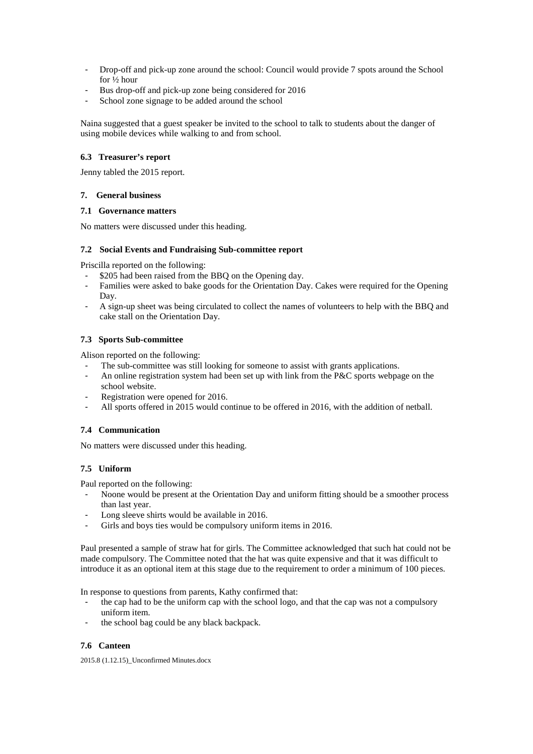- Drop-off and pick-up zone around the school: Council would provide 7 spots around the School for ½ hour
- Bus drop-off and pick-up zone being considered for 2016
- School zone signage to be added around the school

Naina suggested that a guest speaker be invited to the school to talk to students about the danger of using mobile devices while walking to and from school.

#### 6.3 Treasurer's report

Jenny tabled the 2015 report.

### 7. General business

#### 7.1 Governance matters

No matters were discussed under this heading.

#### 7.2 Social Events and Fundraising Sub-committee report

Priscilla reported on the following:

- $205 had been raised from the BBQ on the Opening day.
- Families were asked to bake goods for the Orientation Day. Cakes were required for the Opening Day.
- A sign-up sheet was being circulated to collect the names of volunteers to help with the BBQ and cake stall on the Orientation Day.

#### 7.3 Sports Sub-committee

Alison reported on the following:

- The sub-committee was still looking for someone to assist with grants applications.
- An online registration system had been set up with link from the P&C sports webpage on the school website.
- Registration were opened for 2016.
- All sports offered in 2015 would continue to be offered in 2016, with the addition of netball.

#### 7.4 Communication

No matters were discussed under this heading.

#### 7.5 Uniform

Paul reported on the following:

- Noone would be present at the Orientation Day and uniform fitting should be a smoother process than last year.
- Long sleeve shirts would be available in 2016.
- Girls and boys ties would be compulsory uniform items in 2016.

Paul presented a sample of straw hat for girls. The Committee acknowledged that such hat could not be made compulsory. The Committee noted that the hat was quite expensive and that it was difficult to introduce it as an optional item at this stage due to the requirement to order a minimum of 100 pieces.

In response to questions from parents, Kathy confirmed that:

- the cap had to be the uniform cap with the school logo, and that the cap was not a compulsory uniform item.
- the school bag could be any black backpack.

#### 7.6 Canteen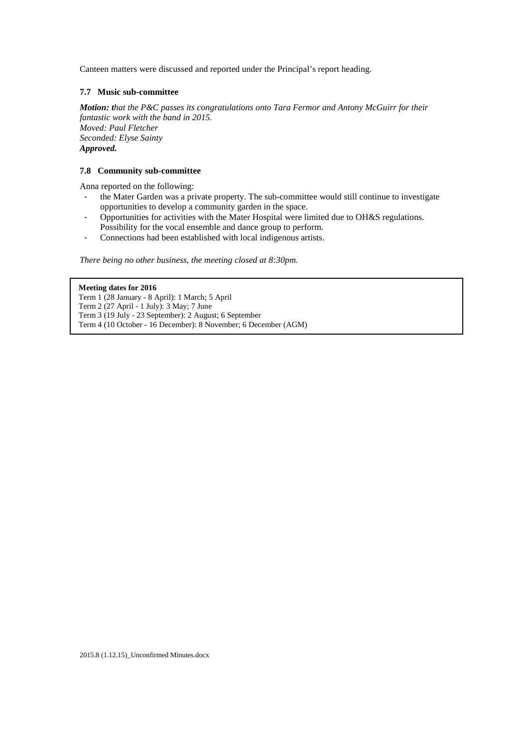Canteen matters were discussed and reported under the Principal's report heading.

### 7.7 Music sub-committee

***Motion: t****hat the P&C passes its congratulations onto Tara Fermor and Antony McGuirr for their fantastic work with the band in 2015.*
*Moved: Paul Fletcher*
*Seconded: Elyse Sainty*
***Approved.***

### 7.8 Community sub-committee

Anna reported on the following:

- the Mater Garden was a private property. The sub-committee would still continue to investigate opportunities to develop a community garden in the space.
- Opportunities for activities with the Mater Hospital were limited due to OH&S regulations. Possibility for the vocal ensemble and dance group to perform.
- Connections had been established with local indigenous artists.

*There being no other business, the meeting closed at 8:30pm.*

**Meeting dates for 2016**
Term 1 (28 January - 8 April): 1 March; 5 April
Term 2 (27 April - 1 July): 3 May; 7 June
Term 3 (19 July - 23 September): 2 August; 6 September
Term 4 (10 October - 16 December): 8 November; 6 December (AGM)